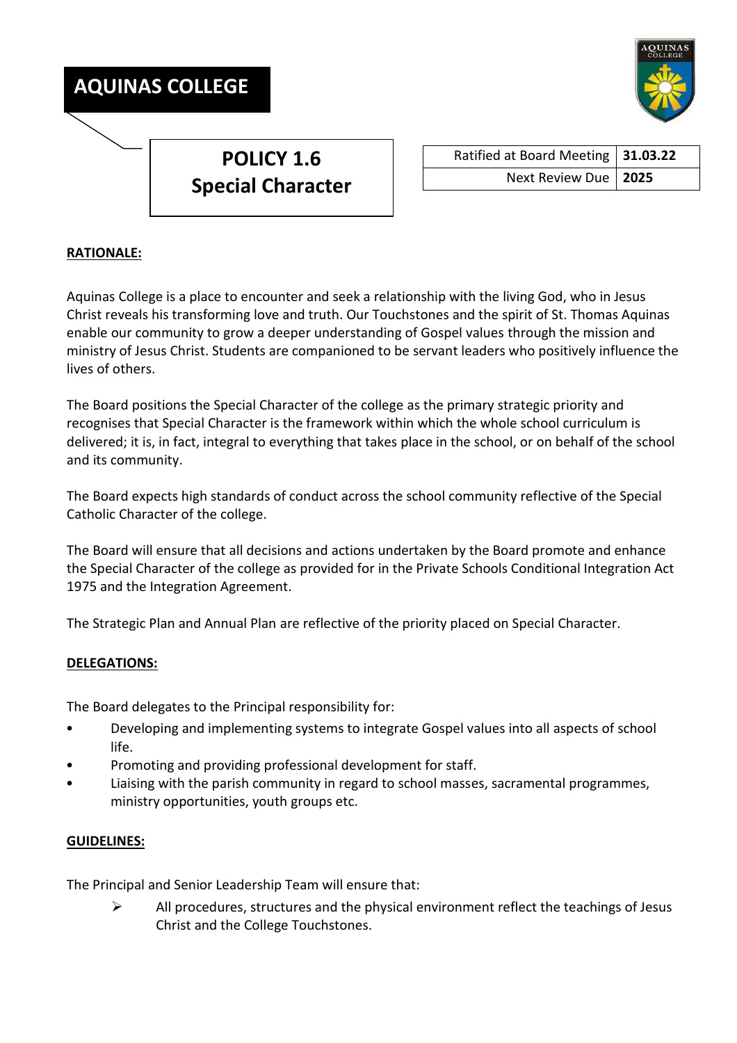# AQUINAS COLLEGE

## POLICY 1.6
## Special Character

| Ratified at Board Meeting | **31.03.22** |
|---|---|
| Next Review Due | **2025** |

**RATIONALE:**

Aquinas College is a place to encounter and seek a relationship with the living God, who in Jesus Christ reveals his transforming love and truth. Our Touchstones and the spirit of St. Thomas Aquinas enable our community to grow a deeper understanding of Gospel values through the mission and ministry of Jesus Christ. Students are companioned to be servant leaders who positively influence the lives of others.

The Board positions the Special Character of the college as the primary strategic priority and recognises that Special Character is the framework within which the whole school curriculum is delivered; it is, in fact, integral to everything that takes place in the school, or on behalf of the school and its community.

The Board expects high standards of conduct across the school community reflective of the Special Catholic Character of the college.

The Board will ensure that all decisions and actions undertaken by the Board promote and enhance the Special Character of the college as provided for in the Private Schools Conditional Integration Act 1975 and the Integration Agreement.

The Strategic Plan and Annual Plan are reflective of the priority placed on Special Character.

**DELEGATIONS:**

The Board delegates to the Principal responsibility for:

- Developing and implementing systems to integrate Gospel values into all aspects of school life.
- Promoting and providing professional development for staff.
- Liaising with the parish community in regard to school masses, sacramental programmes, ministry opportunities, youth groups etc.

**GUIDELINES:**

The Principal and Senior Leadership Team will ensure that:

- All procedures, structures and the physical environment reflect the teachings of Jesus Christ and the College Touchstones.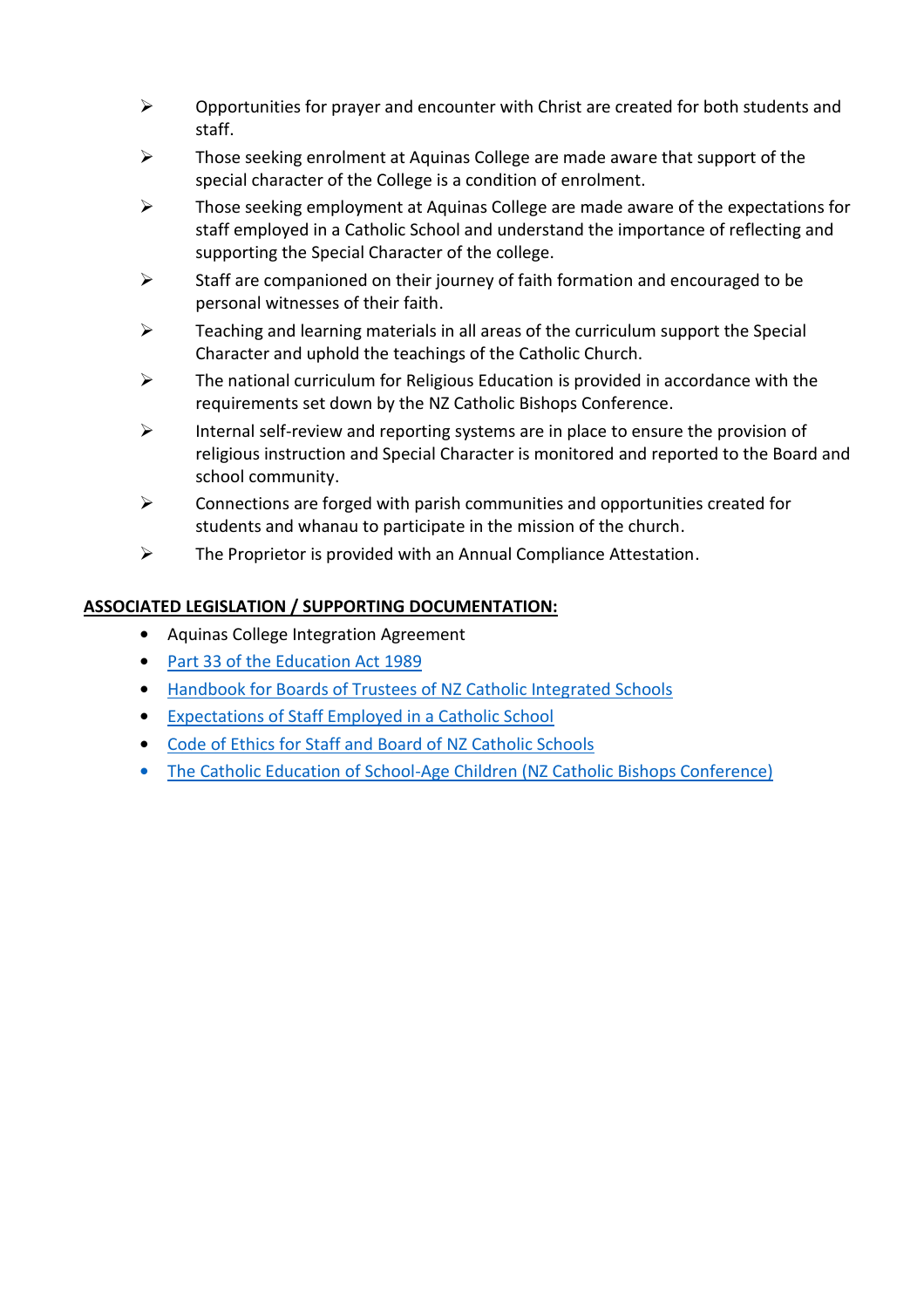- Opportunities for prayer and encounter with Christ are created for both students and staff.
- Those seeking enrolment at Aquinas College are made aware that support of the special character of the College is a condition of enrolment.
- Those seeking employment at Aquinas College are made aware of the expectations for staff employed in a Catholic School and understand the importance of reflecting and supporting the Special Character of the college.
- Staff are companioned on their journey of faith formation and encouraged to be personal witnesses of their faith.
- Teaching and learning materials in all areas of the curriculum support the Special Character and uphold the teachings of the Catholic Church.
- The national curriculum for Religious Education is provided in accordance with the requirements set down by the NZ Catholic Bishops Conference.
- Internal self-review and reporting systems are in place to ensure the provision of religious instruction and Special Character is monitored and reported to the Board and school community.
- Connections are forged with parish communities and opportunities created for students and whanau to participate in the mission of the church.
- The Proprietor is provided with an Annual Compliance Attestation.

**ASSOCIATED LEGISLATION / SUPPORTING DOCUMENTATION:**

- Aquinas College Integration Agreement
- Part 33 of the Education Act 1989
- Handbook for Boards of Trustees of NZ Catholic Integrated Schools
- Expectations of Staff Employed in a Catholic School
- Code of Ethics for Staff and Board of NZ Catholic Schools
- The Catholic Education of School-Age Children (NZ Catholic Bishops Conference)